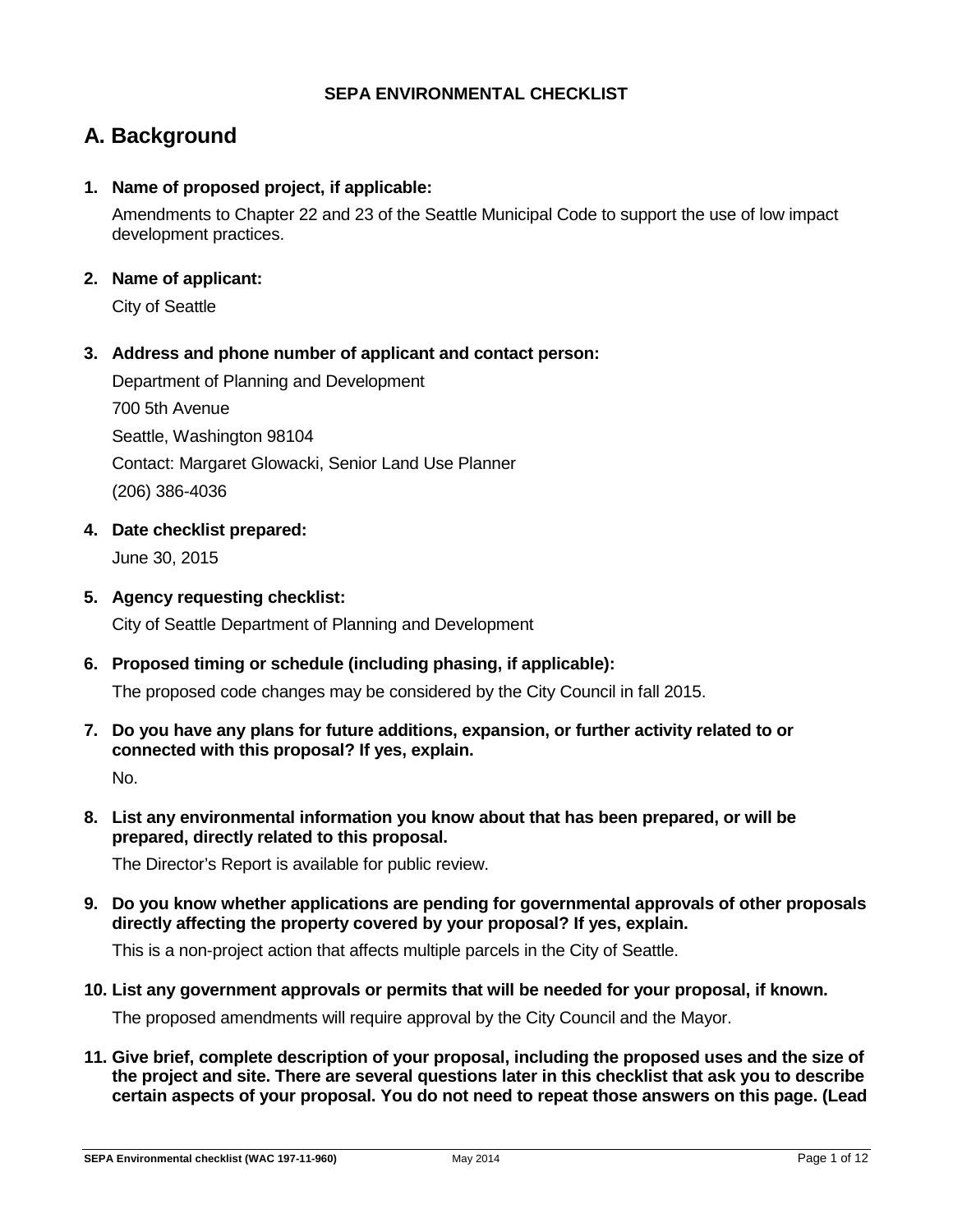**SEPA ENVIRONMENTAL CHECKLIST**

# A. Background

**1. Name of proposed project, if applicable:**

Amendments to Chapter 22 and 23 of the Seattle Municipal Code to support the use of low impact development practices.

**2. Name of applicant:**

City of Seattle

**3. Address and phone number of applicant and contact person:**

Department of Planning and Development

700 5th Avenue

Seattle, Washington 98104

Contact: Margaret Glowacki, Senior Land Use Planner

(206) 386-4036

**4. Date checklist prepared:**

June 30, 2015

**5. Agency requesting checklist:**

City of Seattle Department of Planning and Development

**6. Proposed timing or schedule (including phasing, if applicable):**

The proposed code changes may be considered by the City Council in fall 2015.

**7. Do you have any plans for future additions, expansion, or further activity related to or connected with this proposal? If yes, explain.**

No.

**8. List any environmental information you know about that has been prepared, or will be prepared, directly related to this proposal.**

The Director's Report is available for public review.

**9. Do you know whether applications are pending for governmental approvals of other proposals directly affecting the property covered by your proposal? If yes, explain.**

This is a non-project action that affects multiple parcels in the City of Seattle.

**10. List any government approvals or permits that will be needed for your proposal, if known.**

The proposed amendments will require approval by the City Council and the Mayor.

**11. Give brief, complete description of your proposal, including the proposed uses and the size of the project and site. There are several questions later in this checklist that ask you to describe certain aspects of your proposal. You do not need to repeat those answers on this page. (Lead**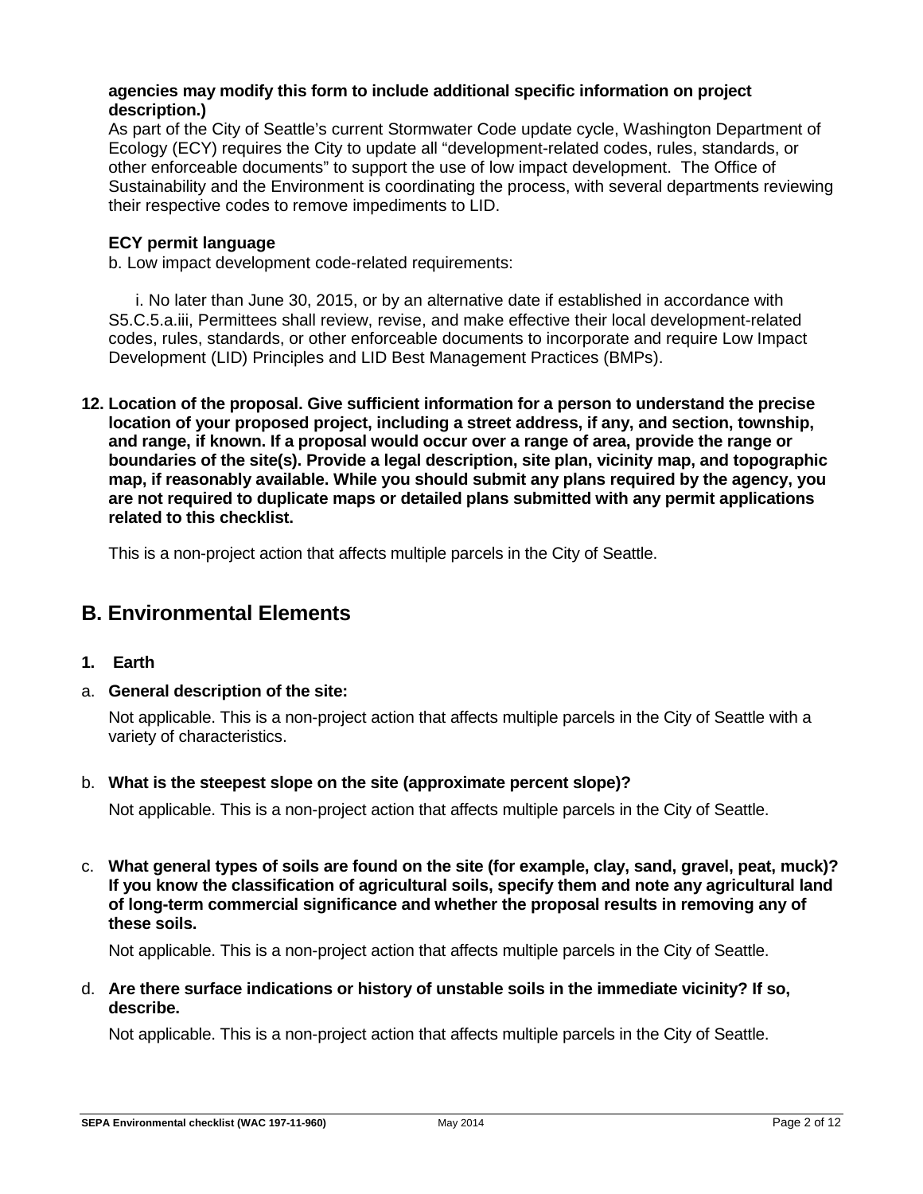**agencies may modify this form to include additional specific information on project description.)**

As part of the City of Seattle's current Stormwater Code update cycle, Washington Department of Ecology (ECY) requires the City to update all "development-related codes, rules, standards, or other enforceable documents" to support the use of low impact development. The Office of Sustainability and the Environment is coordinating the process, with several departments reviewing their respective codes to remove impediments to LID.

**ECY permit language**

b. Low impact development code-related requirements:

i. No later than June 30, 2015, or by an alternative date if established in accordance with S5.C.5.a.iii, Permittees shall review, revise, and make effective their local development-related codes, rules, standards, or other enforceable documents to incorporate and require Low Impact Development (LID) Principles and LID Best Management Practices (BMPs).

**12. Location of the proposal. Give sufficient information for a person to understand the precise location of your proposed project, including a street address, if any, and section, township, and range, if known. If a proposal would occur over a range of area, provide the range or boundaries of the site(s). Provide a legal description, site plan, vicinity map, and topographic map, if reasonably available. While you should submit any plans required by the agency, you are not required to duplicate maps or detailed plans submitted with any permit applications related to this checklist.**

This is a non-project action that affects multiple parcels in the City of Seattle.

## B. Environmental Elements

### 1. Earth

a. **General description of the site:**

Not applicable. This is a non-project action that affects multiple parcels in the City of Seattle with a variety of characteristics.

b. **What is the steepest slope on the site (approximate percent slope)?**

Not applicable. This is a non-project action that affects multiple parcels in the City of Seattle.

c. **What general types of soils are found on the site (for example, clay, sand, gravel, peat, muck)? If you know the classification of agricultural soils, specify them and note any agricultural land of long-term commercial significance and whether the proposal results in removing any of these soils.**

Not applicable. This is a non-project action that affects multiple parcels in the City of Seattle.

d. **Are there surface indications or history of unstable soils in the immediate vicinity? If so, describe.**

Not applicable. This is a non-project action that affects multiple parcels in the City of Seattle.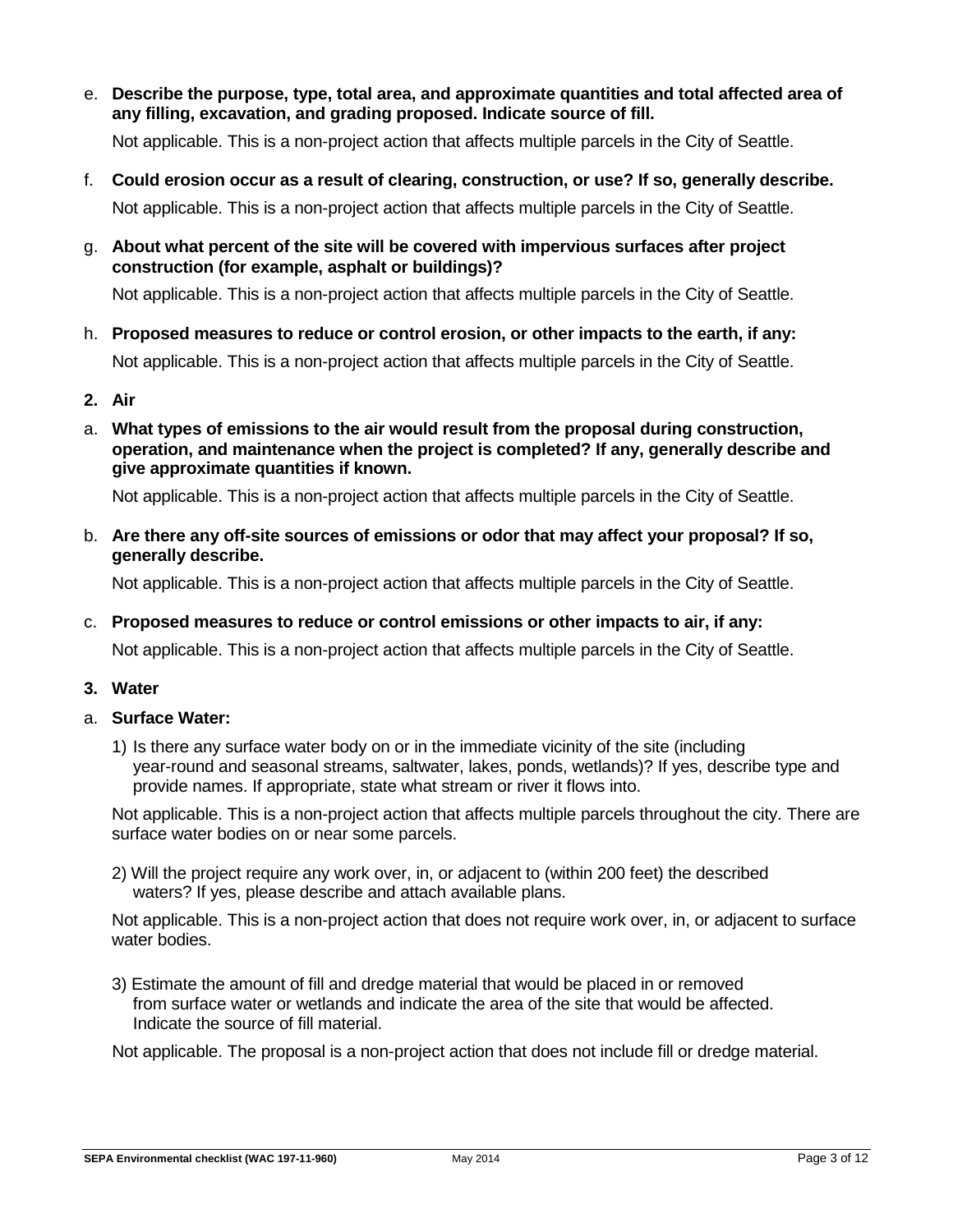e. **Describe the purpose, type, total area, and approximate quantities and total affected area of any filling, excavation, and grading proposed. Indicate source of fill.**

Not applicable. This is a non-project action that affects multiple parcels in the City of Seattle.

f. **Could erosion occur as a result of clearing, construction, or use? If so, generally describe.**

Not applicable. This is a non-project action that affects multiple parcels in the City of Seattle.

g. **About what percent of the site will be covered with impervious surfaces after project construction (for example, asphalt or buildings)?**

Not applicable. This is a non-project action that affects multiple parcels in the City of Seattle.

h. **Proposed measures to reduce or control erosion, or other impacts to the earth, if any:**

Not applicable. This is a non-project action that affects multiple parcels in the City of Seattle.

**2. Air**

a. **What types of emissions to the air would result from the proposal during construction, operation, and maintenance when the project is completed? If any, generally describe and give approximate quantities if known.**

Not applicable. This is a non-project action that affects multiple parcels in the City of Seattle.

b. **Are there any off-site sources of emissions or odor that may affect your proposal? If so, generally describe.**

Not applicable. This is a non-project action that affects multiple parcels in the City of Seattle.

c. **Proposed measures to reduce or control emissions or other impacts to air, if any:**

Not applicable. This is a non-project action that affects multiple parcels in the City of Seattle.

**3. Water**

a. **Surface Water:**

1) Is there any surface water body on or in the immediate vicinity of the site (including year-round and seasonal streams, saltwater, lakes, ponds, wetlands)? If yes, describe type and provide names. If appropriate, state what stream or river it flows into.

Not applicable. This is a non-project action that affects multiple parcels throughout the city. There are surface water bodies on or near some parcels.

2) Will the project require any work over, in, or adjacent to (within 200 feet) the described waters? If yes, please describe and attach available plans.

Not applicable. This is a non-project action that does not require work over, in, or adjacent to surface water bodies.

3) Estimate the amount of fill and dredge material that would be placed in or removed from surface water or wetlands and indicate the area of the site that would be affected. Indicate the source of fill material.

Not applicable. The proposal is a non-project action that does not include fill or dredge material.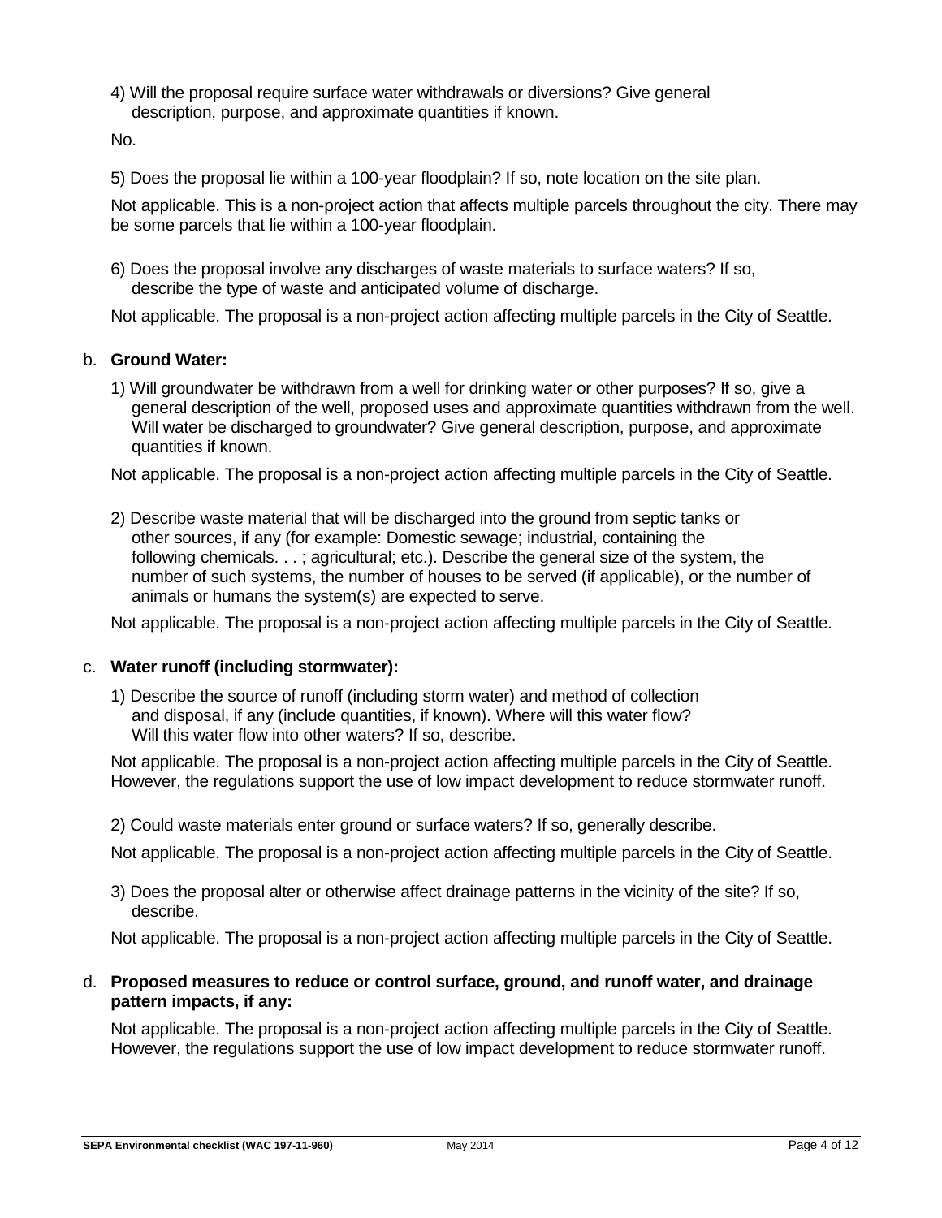4) Will the proposal require surface water withdrawals or diversions? Give general description, purpose, and approximate quantities if known.

No.

5) Does the proposal lie within a 100-year floodplain? If so, note location on the site plan.

Not applicable. This is a non-project action that affects multiple parcels throughout the city. There may be some parcels that lie within a 100-year floodplain.

6) Does the proposal involve any discharges of waste materials to surface waters? If so, describe the type of waste and anticipated volume of discharge.

Not applicable. The proposal is a non-project action affecting multiple parcels in the City of Seattle.

b. **Ground Water:**

1) Will groundwater be withdrawn from a well for drinking water or other purposes? If so, give a general description of the well, proposed uses and approximate quantities withdrawn from the well. Will water be discharged to groundwater? Give general description, purpose, and approximate quantities if known.

Not applicable. The proposal is a non-project action affecting multiple parcels in the City of Seattle.

2) Describe waste material that will be discharged into the ground from septic tanks or other sources, if any (for example: Domestic sewage; industrial, containing the following chemicals. . . ; agricultural; etc.). Describe the general size of the system, the number of such systems, the number of houses to be served (if applicable), or the number of animals or humans the system(s) are expected to serve.

Not applicable. The proposal is a non-project action affecting multiple parcels in the City of Seattle.

c. **Water runoff (including stormwater):**

1) Describe the source of runoff (including storm water) and method of collection and disposal, if any (include quantities, if known). Where will this water flow? Will this water flow into other waters? If so, describe.

Not applicable. The proposal is a non-project action affecting multiple parcels in the City of Seattle. However, the regulations support the use of low impact development to reduce stormwater runoff.

2) Could waste materials enter ground or surface waters? If so, generally describe.

Not applicable. The proposal is a non-project action affecting multiple parcels in the City of Seattle.

3) Does the proposal alter or otherwise affect drainage patterns in the vicinity of the site? If so, describe.

Not applicable. The proposal is a non-project action affecting multiple parcels in the City of Seattle.

d. **Proposed measures to reduce or control surface, ground, and runoff water, and drainage pattern impacts, if any:**

Not applicable. The proposal is a non-project action affecting multiple parcels in the City of Seattle. However, the regulations support the use of low impact development to reduce stormwater runoff.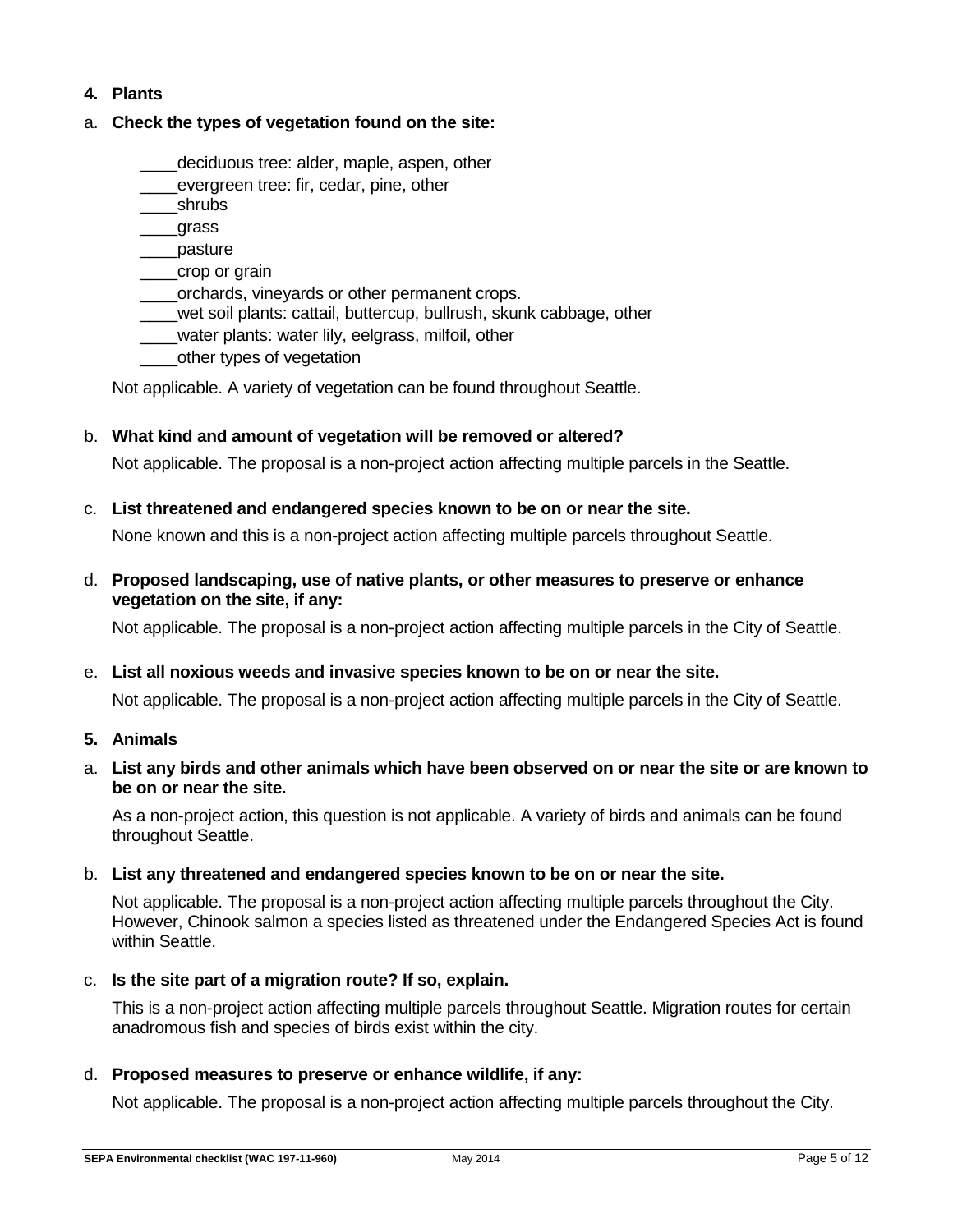**4. Plants**

a. **Check the types of vegetation found on the site:**

____deciduous tree: alder, maple, aspen, other
____evergreen tree: fir, cedar, pine, other
____shrubs
____grass
____pasture
____crop or grain
____orchards, vineyards or other permanent crops.
____wet soil plants: cattail, buttercup, bullrush, skunk cabbage, other
____water plants: water lily, eelgrass, milfoil, other
____other types of vegetation

Not applicable. A variety of vegetation can be found throughout Seattle.

b. **What kind and amount of vegetation will be removed or altered?**

Not applicable. The proposal is a non-project action affecting multiple parcels in the Seattle.

c. **List threatened and endangered species known to be on or near the site.**

None known and this is a non-project action affecting multiple parcels throughout Seattle.

d. **Proposed landscaping, use of native plants, or other measures to preserve or enhance vegetation on the site, if any:**

Not applicable. The proposal is a non-project action affecting multiple parcels in the City of Seattle.

e. **List all noxious weeds and invasive species known to be on or near the site.**

Not applicable. The proposal is a non-project action affecting multiple parcels in the City of Seattle.

**5. Animals**

a. **List any birds and other animals which have been observed on or near the site or are known to be on or near the site.**

As a non-project action, this question is not applicable. A variety of birds and animals can be found throughout Seattle.

b. **List any threatened and endangered species known to be on or near the site.**

Not applicable. The proposal is a non-project action affecting multiple parcels throughout the City. However, Chinook salmon a species listed as threatened under the Endangered Species Act is found within Seattle.

c. **Is the site part of a migration route? If so, explain.**

This is a non-project action affecting multiple parcels throughout Seattle. Migration routes for certain anadromous fish and species of birds exist within the city.

d. **Proposed measures to preserve or enhance wildlife, if any:**

Not applicable. The proposal is a non-project action affecting multiple parcels throughout the City.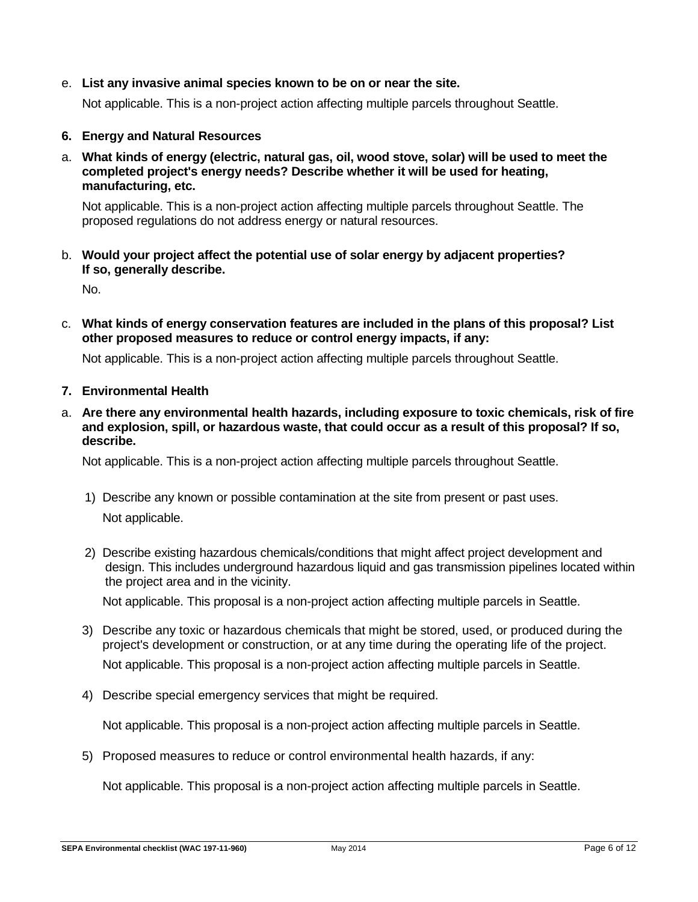e. **List any invasive animal species known to be on or near the site.**

   Not applicable. This is a non-project action affecting multiple parcels throughout Seattle.

**6. Energy and Natural Resources**

a. **What kinds of energy (electric, natural gas, oil, wood stove, solar) will be used to meet the completed project's energy needs? Describe whether it will be used for heating, manufacturing, etc.**

   Not applicable. This is a non-project action affecting multiple parcels throughout Seattle. The proposed regulations do not address energy or natural resources.

b. **Would your project affect the potential use of solar energy by adjacent properties? If so, generally describe.**

   No.

c. **What kinds of energy conservation features are included in the plans of this proposal? List other proposed measures to reduce or control energy impacts, if any:**

   Not applicable. This is a non-project action affecting multiple parcels throughout Seattle.

**7. Environmental Health**

a. **Are there any environmental health hazards, including exposure to toxic chemicals, risk of fire and explosion, spill, or hazardous waste, that could occur as a result of this proposal? If so, describe.**

   Not applicable. This is a non-project action affecting multiple parcels throughout Seattle.

   1) Describe any known or possible contamination at the site from present or past uses.

      Not applicable.

   2) Describe existing hazardous chemicals/conditions that might affect project development and design. This includes underground hazardous liquid and gas transmission pipelines located within the project area and in the vicinity.

      Not applicable. This proposal is a non-project action affecting multiple parcels in Seattle.

   3) Describe any toxic or hazardous chemicals that might be stored, used, or produced during the project's development or construction, or at any time during the operating life of the project.

      Not applicable. This proposal is a non-project action affecting multiple parcels in Seattle.

   4) Describe special emergency services that might be required.

      Not applicable. This proposal is a non-project action affecting multiple parcels in Seattle.

   5) Proposed measures to reduce or control environmental health hazards, if any:

      Not applicable. This proposal is a non-project action affecting multiple parcels in Seattle.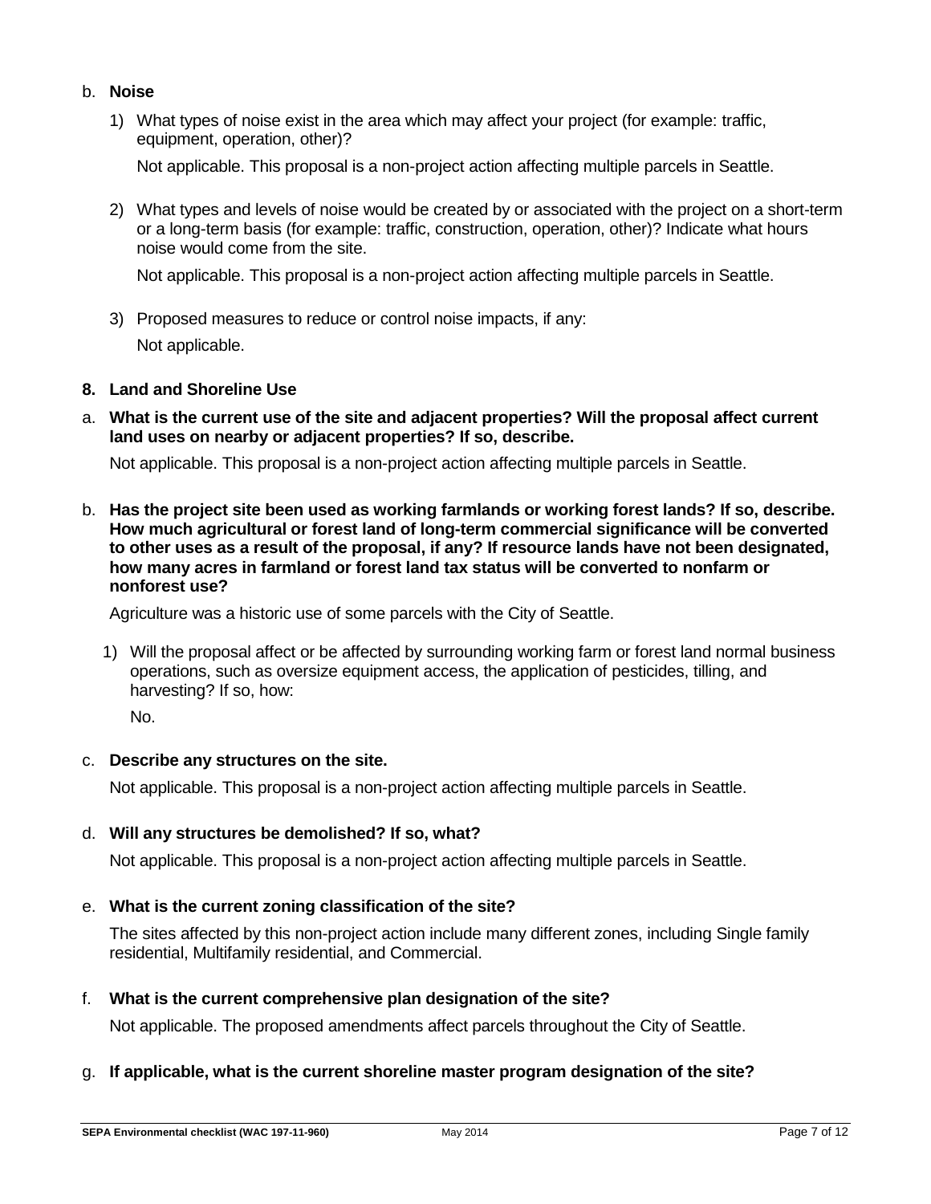b. **Noise**

1) What types of noise exist in the area which may affect your project (for example: traffic, equipment, operation, other)?

   Not applicable. This proposal is a non-project action affecting multiple parcels in Seattle.

2) What types and levels of noise would be created by or associated with the project on a short-term or a long-term basis (for example: traffic, construction, operation, other)? Indicate what hours noise would come from the site.

   Not applicable. This proposal is a non-project action affecting multiple parcels in Seattle.

3) Proposed measures to reduce or control noise impacts, if any:

   Not applicable.

**8. Land and Shoreline Use**

a. **What is the current use of the site and adjacent properties? Will the proposal affect current land uses on nearby or adjacent properties? If so, describe.**

   Not applicable. This proposal is a non-project action affecting multiple parcels in Seattle.

b. **Has the project site been used as working farmlands or working forest lands? If so, describe. How much agricultural or forest land of long-term commercial significance will be converted to other uses as a result of the proposal, if any? If resource lands have not been designated, how many acres in farmland or forest land tax status will be converted to nonfarm or nonforest use?**

   Agriculture was a historic use of some parcels with the City of Seattle.

   1) Will the proposal affect or be affected by surrounding working farm or forest land normal business operations, such as oversize equipment access, the application of pesticides, tilling, and harvesting? If so, how:

      No.

c. **Describe any structures on the site.**

   Not applicable. This proposal is a non-project action affecting multiple parcels in Seattle.

d. **Will any structures be demolished? If so, what?**

   Not applicable. This proposal is a non-project action affecting multiple parcels in Seattle.

e. **What is the current zoning classification of the site?**

   The sites affected by this non-project action include many different zones, including Single family residential, Multifamily residential, and Commercial.

f. **What is the current comprehensive plan designation of the site?**

   Not applicable. The proposed amendments affect parcels throughout the City of Seattle.

g. **If applicable, what is the current shoreline master program designation of the site?**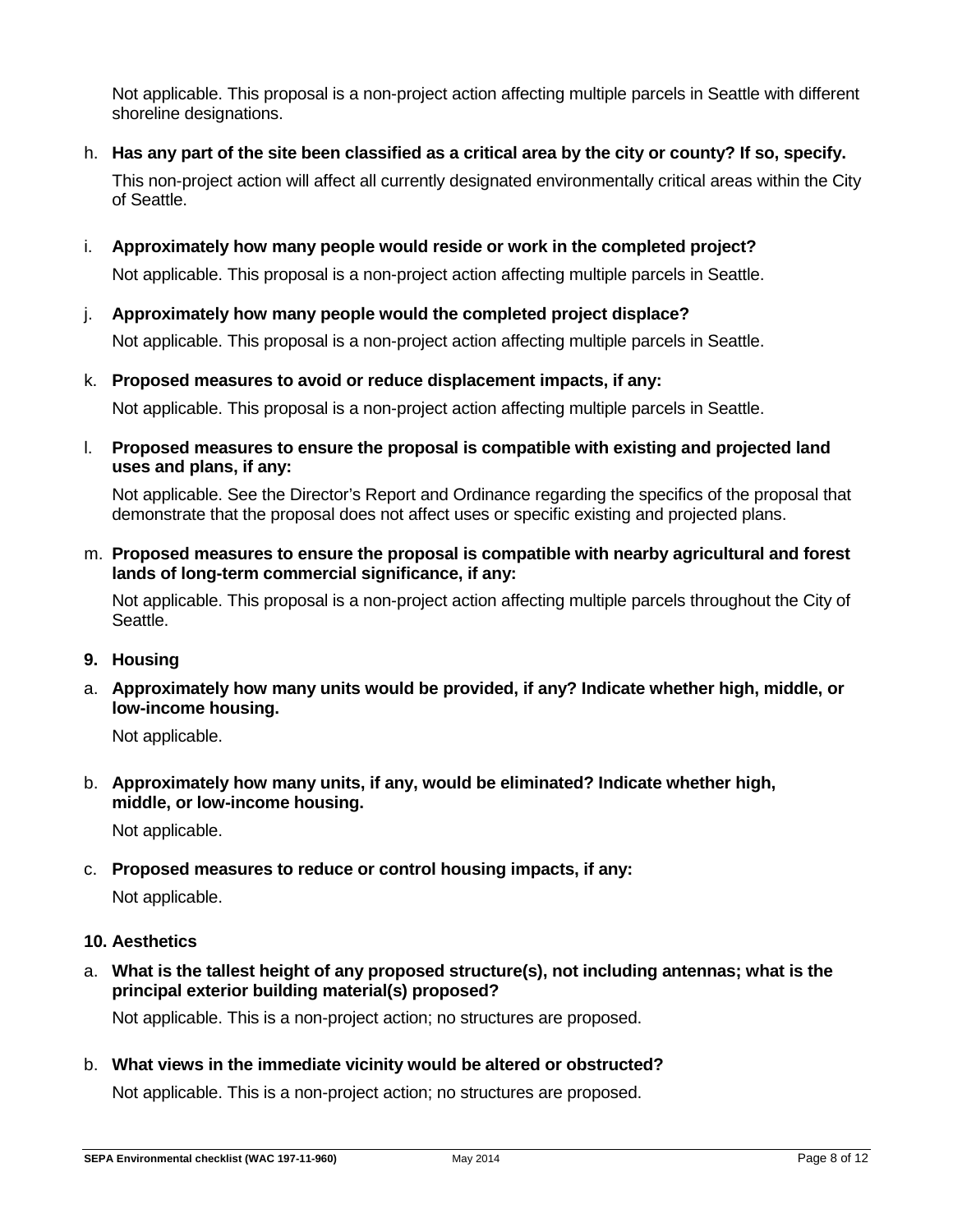Not applicable. This proposal is a non-project action affecting multiple parcels in Seattle with different shoreline designations.

h. **Has any part of the site been classified as a critical area by the city or county? If so, specify.**

   This non-project action will affect all currently designated environmentally critical areas within the City of Seattle.

i. **Approximately how many people would reside or work in the completed project?**

   Not applicable. This proposal is a non-project action affecting multiple parcels in Seattle.

j. **Approximately how many people would the completed project displace?**

   Not applicable. This proposal is a non-project action affecting multiple parcels in Seattle.

k. **Proposed measures to avoid or reduce displacement impacts, if any:**

   Not applicable. This proposal is a non-project action affecting multiple parcels in Seattle.

l. **Proposed measures to ensure the proposal is compatible with existing and projected land uses and plans, if any:**

   Not applicable. See the Director's Report and Ordinance regarding the specifics of the proposal that demonstrate that the proposal does not affect uses or specific existing and projected plans.

m. **Proposed measures to ensure the proposal is compatible with nearby agricultural and forest lands of long-term commercial significance, if any:**

   Not applicable. This proposal is a non-project action affecting multiple parcels throughout the City of Seattle.

**9. Housing**

a. **Approximately how many units would be provided, if any? Indicate whether high, middle, or low-income housing.**

   Not applicable.

b. **Approximately how many units, if any, would be eliminated? Indicate whether high, middle, or low-income housing.**

   Not applicable.

c. **Proposed measures to reduce or control housing impacts, if any:**

   Not applicable.

**10. Aesthetics**

a. **What is the tallest height of any proposed structure(s), not including antennas; what is the principal exterior building material(s) proposed?**

   Not applicable. This is a non-project action; no structures are proposed.

b. **What views in the immediate vicinity would be altered or obstructed?**

   Not applicable. This is a non-project action; no structures are proposed.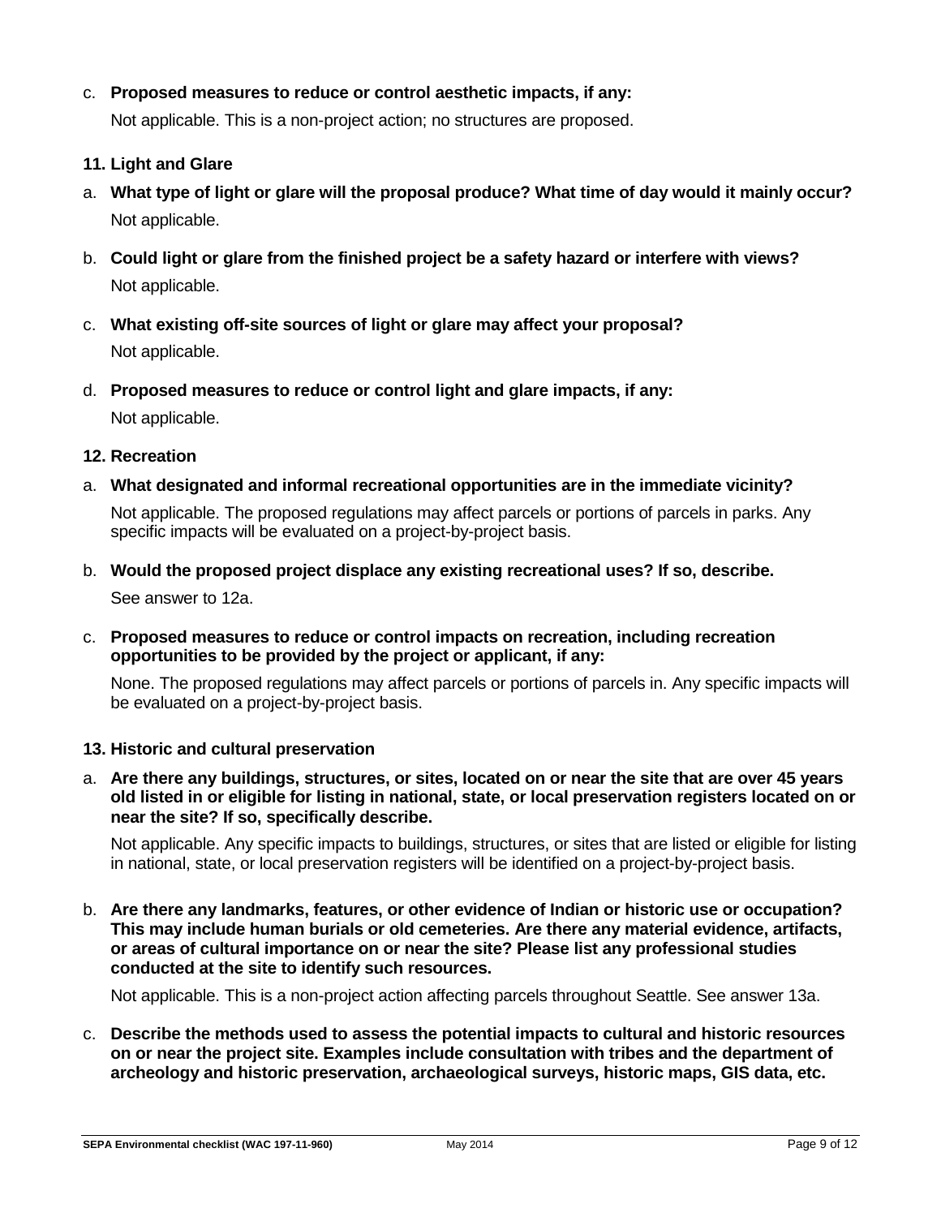c. **Proposed measures to reduce or control aesthetic impacts, if any:**

   Not applicable. This is a non-project action; no structures are proposed.

### 11. Light and Glare

a. **What type of light or glare will the proposal produce? What time of day would it mainly occur?**

   Not applicable.

b. **Could light or glare from the finished project be a safety hazard or interfere with views?**

   Not applicable.

c. **What existing off-site sources of light or glare may affect your proposal?**

   Not applicable.

d. **Proposed measures to reduce or control light and glare impacts, if any:**

   Not applicable.

### 12. Recreation

a. **What designated and informal recreational opportunities are in the immediate vicinity?**

   Not applicable. The proposed regulations may affect parcels or portions of parcels in parks. Any specific impacts will be evaluated on a project-by-project basis.

b. **Would the proposed project displace any existing recreational uses? If so, describe.**

   See answer to 12a.

c. **Proposed measures to reduce or control impacts on recreation, including recreation opportunities to be provided by the project or applicant, if any:**

   None. The proposed regulations may affect parcels or portions of parcels in. Any specific impacts will be evaluated on a project-by-project basis.

### 13. Historic and cultural preservation

a. **Are there any buildings, structures, or sites, located on or near the site that are over 45 years old listed in or eligible for listing in national, state, or local preservation registers located on or near the site? If so, specifically describe.**

   Not applicable. Any specific impacts to buildings, structures, or sites that are listed or eligible for listing in national, state, or local preservation registers will be identified on a project-by-project basis.

b. **Are there any landmarks, features, or other evidence of Indian or historic use or occupation? This may include human burials or old cemeteries. Are there any material evidence, artifacts, or areas of cultural importance on or near the site? Please list any professional studies conducted at the site to identify such resources.**

   Not applicable. This is a non-project action affecting parcels throughout Seattle. See answer 13a.

c. **Describe the methods used to assess the potential impacts to cultural and historic resources on or near the project site. Examples include consultation with tribes and the department of archeology and historic preservation, archaeological surveys, historic maps, GIS data, etc.**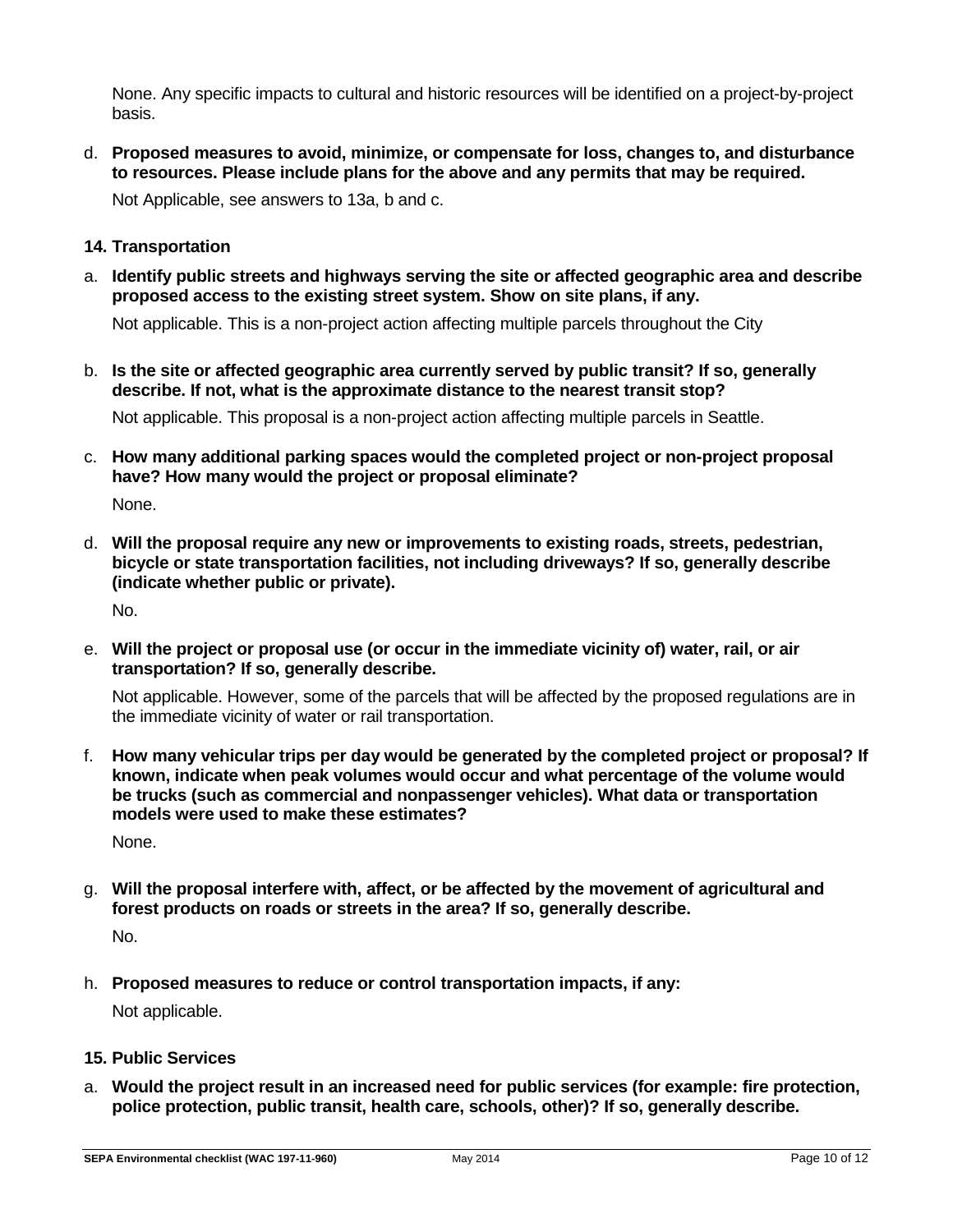None. Any specific impacts to cultural and historic resources will be identified on a project-by-project basis.

d. **Proposed measures to avoid, minimize, or compensate for loss, changes to, and disturbance to resources. Please include plans for the above and any permits that may be required.**

   Not Applicable, see answers to 13a, b and c.

### 14. Transportation

a. **Identify public streets and highways serving the site or affected geographic area and describe proposed access to the existing street system. Show on site plans, if any.**

   Not applicable. This is a non-project action affecting multiple parcels throughout the City

b. **Is the site or affected geographic area currently served by public transit? If so, generally describe. If not, what is the approximate distance to the nearest transit stop?**

   Not applicable. This proposal is a non-project action affecting multiple parcels in Seattle.

c. **How many additional parking spaces would the completed project or non-project proposal have? How many would the project or proposal eliminate?**

   None.

d. **Will the proposal require any new or improvements to existing roads, streets, pedestrian, bicycle or state transportation facilities, not including driveways? If so, generally describe (indicate whether public or private).**

   No.

e. **Will the project or proposal use (or occur in the immediate vicinity of) water, rail, or air transportation? If so, generally describe.**

   Not applicable. However, some of the parcels that will be affected by the proposed regulations are in the immediate vicinity of water or rail transportation.

f. **How many vehicular trips per day would be generated by the completed project or proposal? If known, indicate when peak volumes would occur and what percentage of the volume would be trucks (such as commercial and nonpassenger vehicles). What data or transportation models were used to make these estimates?**

   None.

g. **Will the proposal interfere with, affect, or be affected by the movement of agricultural and forest products on roads or streets in the area? If so, generally describe.**

   No.

h. **Proposed measures to reduce or control transportation impacts, if any:**

   Not applicable.

### 15. Public Services

a. **Would the project result in an increased need for public services (for example: fire protection, police protection, public transit, health care, schools, other)? If so, generally describe.**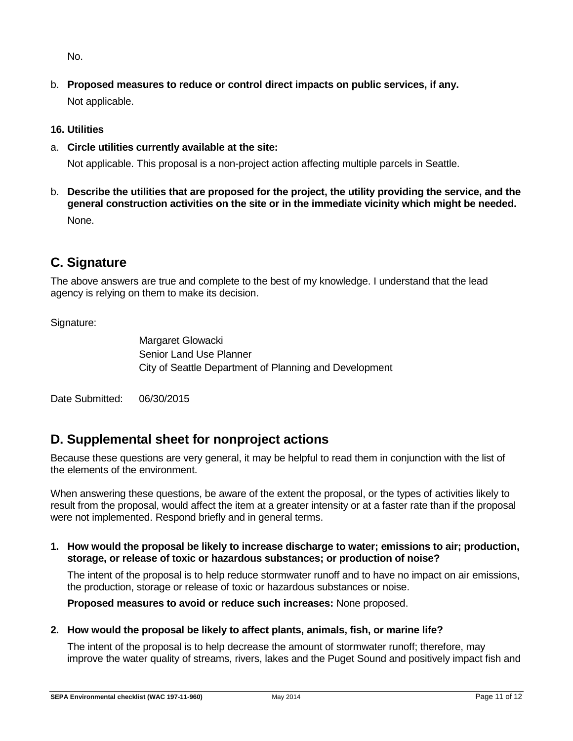No.

b. **Proposed measures to reduce or control direct impacts on public services, if any.**

   Not applicable.

**16. Utilities**

a. **Circle utilities currently available at the site:**

   Not applicable. This proposal is a non-project action affecting multiple parcels in Seattle.

b. **Describe the utilities that are proposed for the project, the utility providing the service, and the general construction activities on the site or in the immediate vicinity which might be needed.**

   None.

## C. Signature

The above answers are true and complete to the best of my knowledge. I understand that the lead agency is relying on them to make its decision.

Signature:

Margaret Glowacki
Senior Land Use Planner
City of Seattle Department of Planning and Development

Date Submitted: 06/30/2015

## D. Supplemental sheet for nonproject actions

Because these questions are very general, it may be helpful to read them in conjunction with the list of the elements of the environment.

When answering these questions, be aware of the extent the proposal, or the types of activities likely to result from the proposal, would affect the item at a greater intensity or at a faster rate than if the proposal were not implemented. Respond briefly and in general terms.

1. **How would the proposal be likely to increase discharge to water; emissions to air; production, storage, or release of toxic or hazardous substances; or production of noise?**

   The intent of the proposal is to help reduce stormwater runoff and to have no impact on air emissions, the production, storage or release of toxic or hazardous substances or noise.

   **Proposed measures to avoid or reduce such increases:** None proposed.

2. **How would the proposal be likely to affect plants, animals, fish, or marine life?**

   The intent of the proposal is to help decrease the amount of stormwater runoff; therefore, may improve the water quality of streams, rivers, lakes and the Puget Sound and positively impact fish and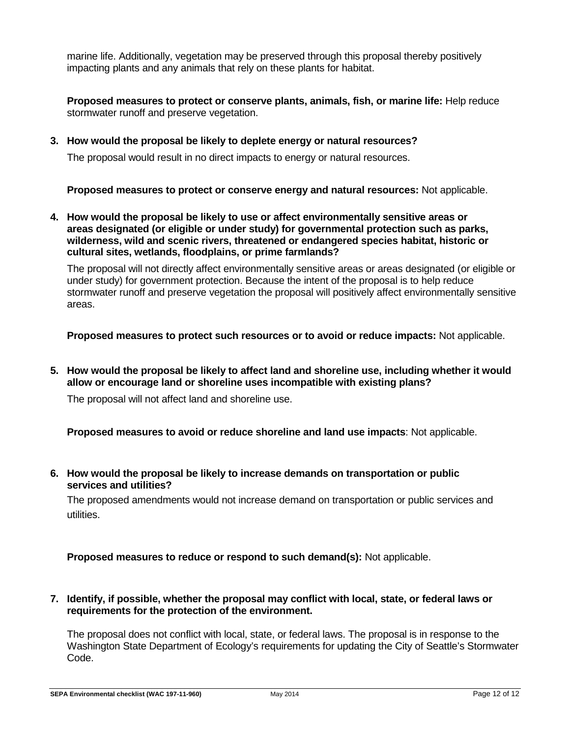marine life. Additionally, vegetation may be preserved through this proposal thereby positively impacting plants and any animals that rely on these plants for habitat.

**Proposed measures to protect or conserve plants, animals, fish, or marine life:** Help reduce stormwater runoff and preserve vegetation.

**3. How would the proposal be likely to deplete energy or natural resources?**

The proposal would result in no direct impacts to energy or natural resources.

**Proposed measures to protect or conserve energy and natural resources:** Not applicable.

**4. How would the proposal be likely to use or affect environmentally sensitive areas or areas designated (or eligible or under study) for governmental protection such as parks, wilderness, wild and scenic rivers, threatened or endangered species habitat, historic or cultural sites, wetlands, floodplains, or prime farmlands?**

The proposal will not directly affect environmentally sensitive areas or areas designated (or eligible or under study) for government protection. Because the intent of the proposal is to help reduce stormwater runoff and preserve vegetation the proposal will positively affect environmentally sensitive areas.

**Proposed measures to protect such resources or to avoid or reduce impacts:** Not applicable.

**5. How would the proposal be likely to affect land and shoreline use, including whether it would allow or encourage land or shoreline uses incompatible with existing plans?**

The proposal will not affect land and shoreline use.

**Proposed measures to avoid or reduce shoreline and land use impacts**: Not applicable.

**6. How would the proposal be likely to increase demands on transportation or public services and utilities?**

The proposed amendments would not increase demand on transportation or public services and utilities.

**Proposed measures to reduce or respond to such demand(s):** Not applicable.

**7. Identify, if possible, whether the proposal may conflict with local, state, or federal laws or requirements for the protection of the environment.**

The proposal does not conflict with local, state, or federal laws. The proposal is in response to the Washington State Department of Ecology's requirements for updating the City of Seattle's Stormwater Code.